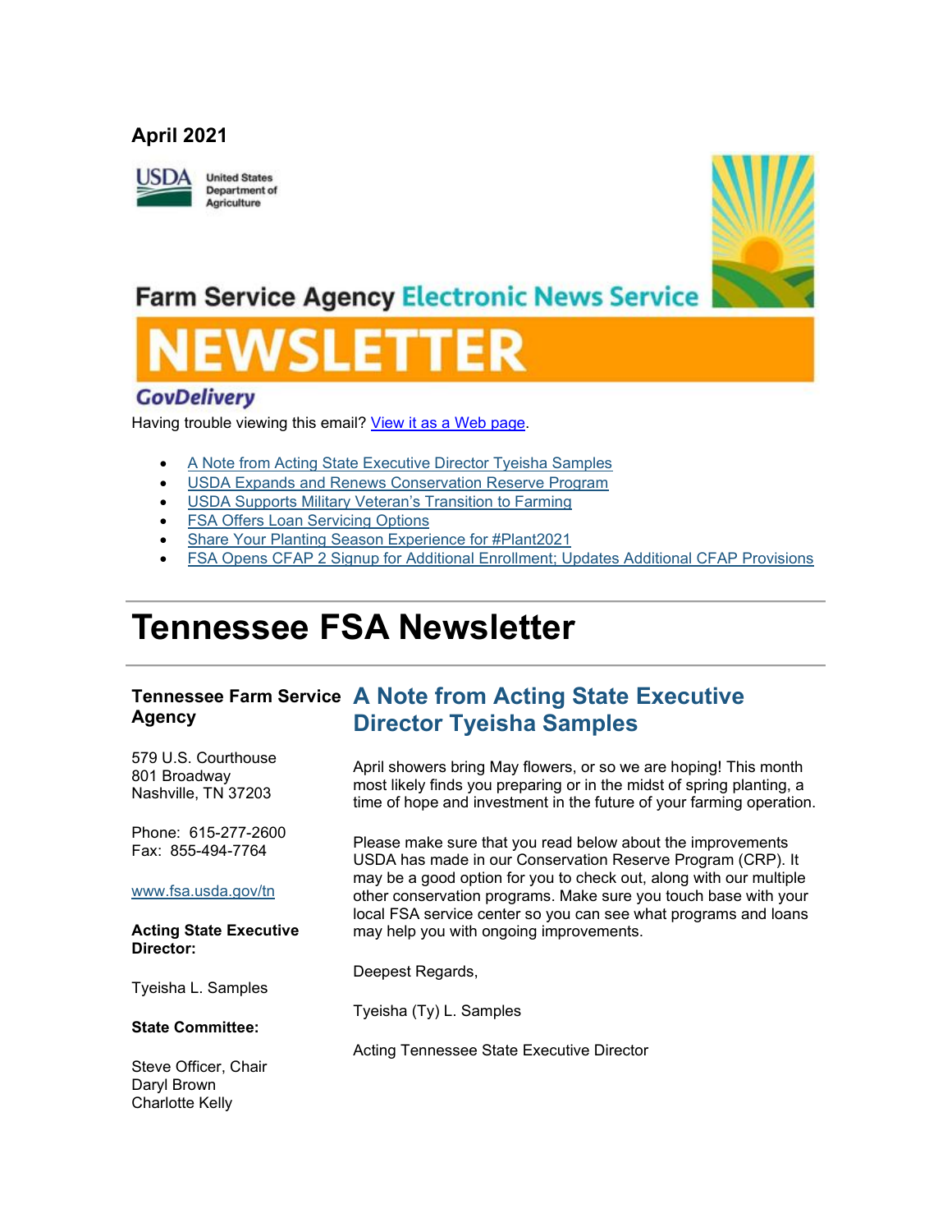**April 2021**

Farm Service Agency Electronic News Service

NEWSLETTER

GovDelivery

Having trouble viewing this email? View it as a Web page.

- A Note from Acting State Executive Director Tyeisha Samples
- USDA Expands and Renews Conservation Reserve Program
- USDA Supports Military Veteran's Transition to Farming
- FSA Offers Loan Servicing Options
- Share Your Planting Season Experience for #Plant2021
- FSA Opens CFAP 2 Signup for Additional Enrollment; Updates Additional CFAP Provisions

# Tennessee FSA Newsletter

**Tennessee Farm Service Agency**

579 U.S. Courthouse
801 Broadway
Nashville, TN 37203

Phone: 615-277-2600
Fax: 855-494-7764

www.fsa.usda.gov/tn

**Acting State Executive Director:**

Tyeisha L. Samples

**State Committee:**

Steve Officer, Chair
Daryl Brown
Charlotte Kelly

## A Note from Acting State Executive Director Tyeisha Samples

April showers bring May flowers, or so we are hoping! This month most likely finds you preparing or in the midst of spring planting, a time of hope and investment in the future of your farming operation.

Please make sure that you read below about the improvements USDA has made in our Conservation Reserve Program (CRP). It may be a good option for you to check out, along with our multiple other conservation programs. Make sure you touch base with your local FSA service center so you can see what programs and loans may help you with ongoing improvements.

Deepest Regards,

Tyeisha (Ty) L. Samples

Acting Tennessee State Executive Director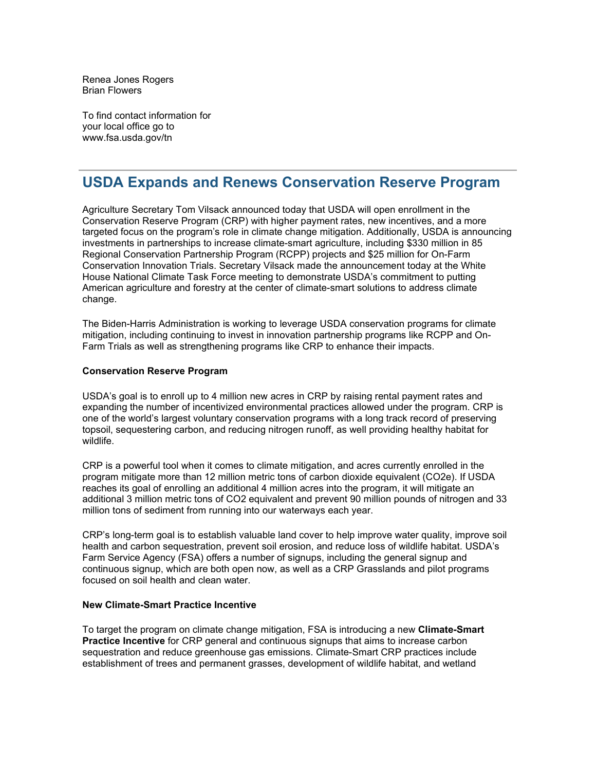Renea Jones Rogers
Brian Flowers

To find contact information for your local office go to www.fsa.usda.gov/tn

## USDA Expands and Renews Conservation Reserve Program

Agriculture Secretary Tom Vilsack announced today that USDA will open enrollment in the Conservation Reserve Program (CRP) with higher payment rates, new incentives, and a more targeted focus on the program's role in climate change mitigation. Additionally, USDA is announcing investments in partnerships to increase climate-smart agriculture, including $330 million in 85 Regional Conservation Partnership Program (RCPP) projects and $25 million for On-Farm Conservation Innovation Trials. Secretary Vilsack made the announcement today at the White House National Climate Task Force meeting to demonstrate USDA's commitment to putting American agriculture and forestry at the center of climate-smart solutions to address climate change.

The Biden-Harris Administration is working to leverage USDA conservation programs for climate mitigation, including continuing to invest in innovation partnership programs like RCPP and On-Farm Trials as well as strengthening programs like CRP to enhance their impacts.

**Conservation Reserve Program**

USDA's goal is to enroll up to 4 million new acres in CRP by raising rental payment rates and expanding the number of incentivized environmental practices allowed under the program. CRP is one of the world's largest voluntary conservation programs with a long track record of preserving topsoil, sequestering carbon, and reducing nitrogen runoff, as well providing healthy habitat for wildlife.

CRP is a powerful tool when it comes to climate mitigation, and acres currently enrolled in the program mitigate more than 12 million metric tons of carbon dioxide equivalent ($CO_2e$). If USDA reaches its goal of enrolling an additional 4 million acres into the program, it will mitigate an additional 3 million metric tons of $CO_2$ equivalent and prevent 90 million pounds of nitrogen and 33 million tons of sediment from running into our waterways each year.

CRP's long-term goal is to establish valuable land cover to help improve water quality, improve soil health and carbon sequestration, prevent soil erosion, and reduce loss of wildlife habitat. USDA's Farm Service Agency (FSA) offers a number of signups, including the general signup and continuous signup, which are both open now, as well as a CRP Grasslands and pilot programs focused on soil health and clean water.

**New Climate-Smart Practice Incentive**

To target the program on climate change mitigation, FSA is introducing a new **Climate-Smart Practice Incentive** for CRP general and continuous signups that aims to increase carbon sequestration and reduce greenhouse gas emissions. Climate-Smart CRP practices include establishment of trees and permanent grasses, development of wildlife habitat, and wetland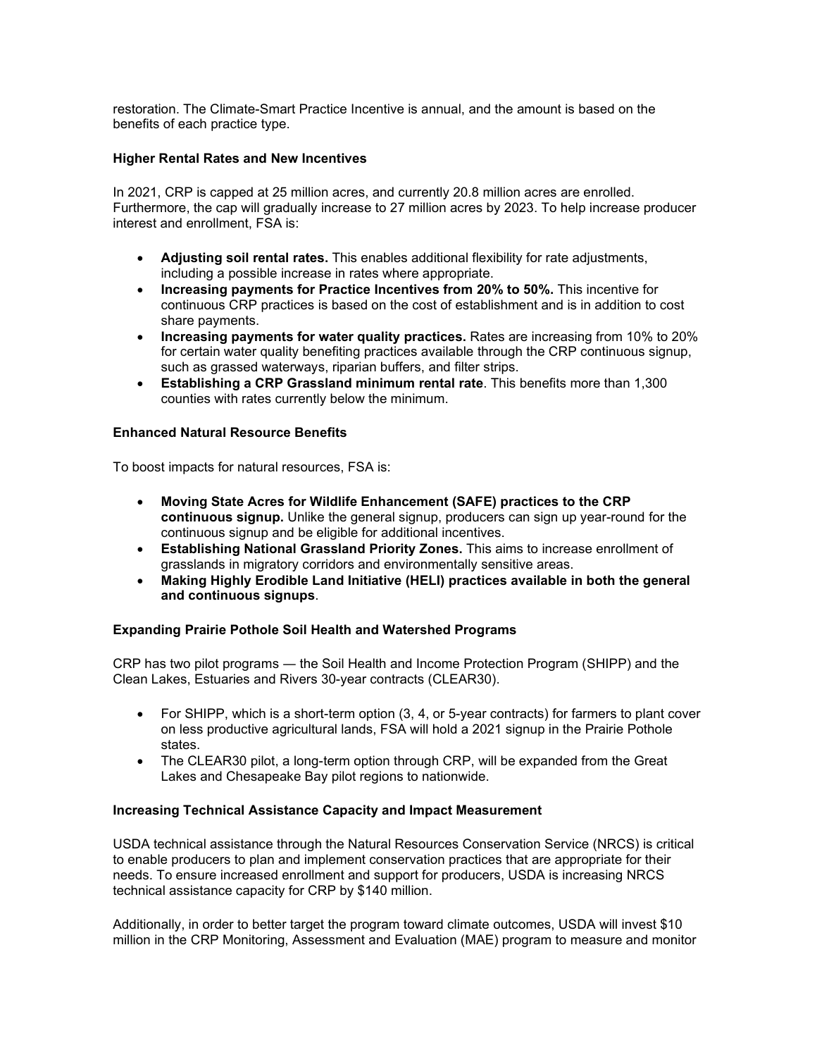restoration. The Climate-Smart Practice Incentive is annual, and the amount is based on the benefits of each practice type.

**Higher Rental Rates and New Incentives**

In 2021, CRP is capped at 25 million acres, and currently 20.8 million acres are enrolled. Furthermore, the cap will gradually increase to 27 million acres by 2023. To help increase producer interest and enrollment, FSA is:

- **Adjusting soil rental rates.** This enables additional flexibility for rate adjustments, including a possible increase in rates where appropriate.
- **Increasing payments for Practice Incentives from 20% to 50%.** This incentive for continuous CRP practices is based on the cost of establishment and is in addition to cost share payments.
- **Increasing payments for water quality practices.** Rates are increasing from 10% to 20% for certain water quality benefiting practices available through the CRP continuous signup, such as grassed waterways, riparian buffers, and filter strips.
- **Establishing a CRP Grassland minimum rental rate**. This benefits more than 1,300 counties with rates currently below the minimum.

**Enhanced Natural Resource Benefits**

To boost impacts for natural resources, FSA is:

- **Moving State Acres for Wildlife Enhancement (SAFE) practices to the CRP continuous signup.** Unlike the general signup, producers can sign up year-round for the continuous signup and be eligible for additional incentives.
- **Establishing National Grassland Priority Zones.** This aims to increase enrollment of grasslands in migratory corridors and environmentally sensitive areas.
- **Making Highly Erodible Land Initiative (HELI) practices available in both the general and continuous signups**.

**Expanding Prairie Pothole Soil Health and Watershed Programs**

CRP has two pilot programs — the Soil Health and Income Protection Program (SHIPP) and the Clean Lakes, Estuaries and Rivers 30-year contracts (CLEAR30).

- For SHIPP, which is a short-term option (3, 4, or 5-year contracts) for farmers to plant cover on less productive agricultural lands, FSA will hold a 2021 signup in the Prairie Pothole states.
- The CLEAR30 pilot, a long-term option through CRP, will be expanded from the Great Lakes and Chesapeake Bay pilot regions to nationwide.

**Increasing Technical Assistance Capacity and Impact Measurement**

USDA technical assistance through the Natural Resources Conservation Service (NRCS) is critical to enable producers to plan and implement conservation practices that are appropriate for their needs. To ensure increased enrollment and support for producers, USDA is increasing NRCS technical assistance capacity for CRP by $140 million.

Additionally, in order to better target the program toward climate outcomes, USDA will invest $10 million in the CRP Monitoring, Assessment and Evaluation (MAE) program to measure and monitor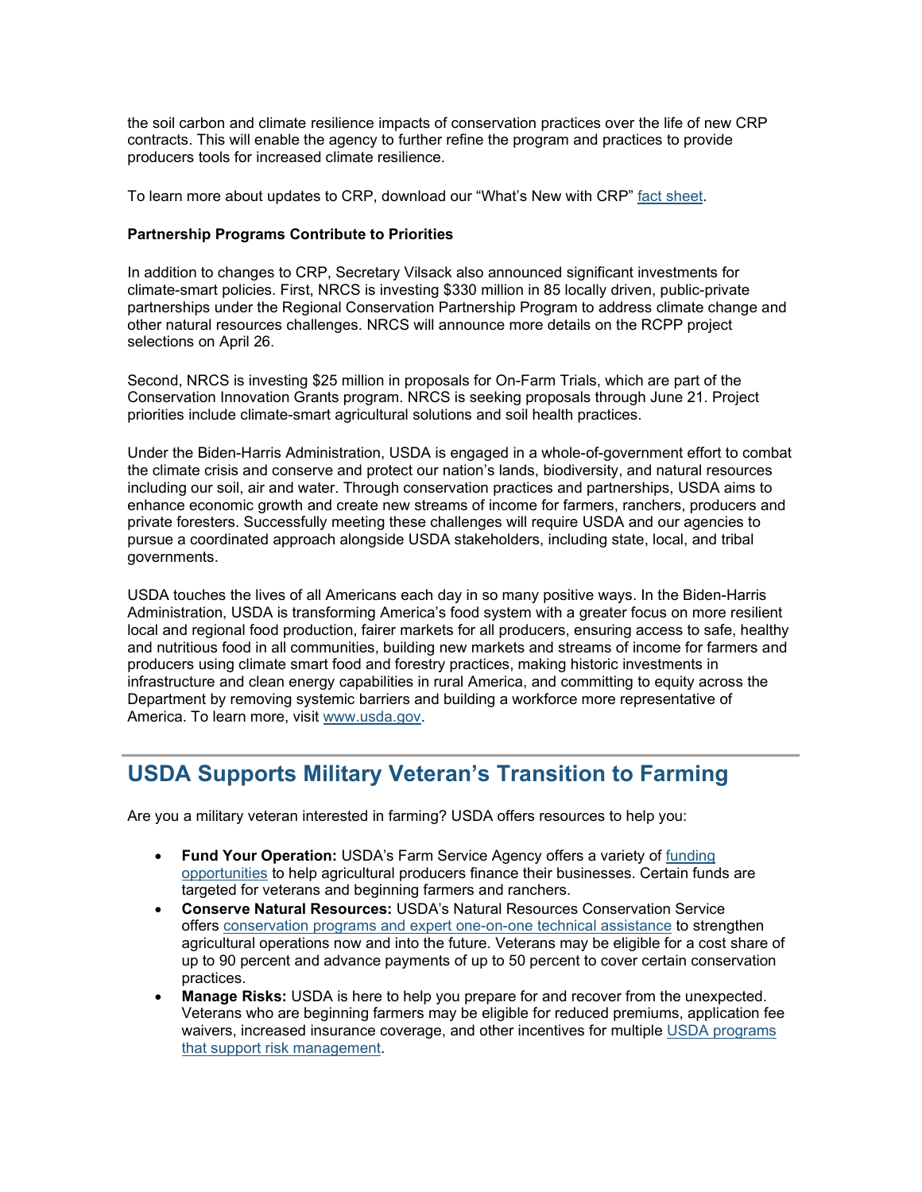the soil carbon and climate resilience impacts of conservation practices over the life of new CRP contracts. This will enable the agency to further refine the program and practices to provide producers tools for increased climate resilience.

To learn more about updates to CRP, download our "What's New with CRP" fact sheet.

**Partnership Programs Contribute to Priorities**

In addition to changes to CRP, Secretary Vilsack also announced significant investments for climate-smart policies. First, NRCS is investing $330 million in 85 locally driven, public-private partnerships under the Regional Conservation Partnership Program to address climate change and other natural resources challenges. NRCS will announce more details on the RCPP project selections on April 26.

Second, NRCS is investing $25 million in proposals for On-Farm Trials, which are part of the Conservation Innovation Grants program. NRCS is seeking proposals through June 21. Project priorities include climate-smart agricultural solutions and soil health practices.

Under the Biden-Harris Administration, USDA is engaged in a whole-of-government effort to combat the climate crisis and conserve and protect our nation's lands, biodiversity, and natural resources including our soil, air and water. Through conservation practices and partnerships, USDA aims to enhance economic growth and create new streams of income for farmers, ranchers, producers and private foresters. Successfully meeting these challenges will require USDA and our agencies to pursue a coordinated approach alongside USDA stakeholders, including state, local, and tribal governments.

USDA touches the lives of all Americans each day in so many positive ways. In the Biden-Harris Administration, USDA is transforming America's food system with a greater focus on more resilient local and regional food production, fairer markets for all producers, ensuring access to safe, healthy and nutritious food in all communities, building new markets and streams of income for farmers and producers using climate smart food and forestry practices, making historic investments in infrastructure and clean energy capabilities in rural America, and committing to equity across the Department by removing systemic barriers and building a workforce more representative of America. To learn more, visit www.usda.gov.

## USDA Supports Military Veteran's Transition to Farming

Are you a military veteran interested in farming? USDA offers resources to help you:

- **Fund Your Operation:** USDA's Farm Service Agency offers a variety of funding opportunities to help agricultural producers finance their businesses. Certain funds are targeted for veterans and beginning farmers and ranchers.
- **Conserve Natural Resources:** USDA's Natural Resources Conservation Service offers conservation programs and expert one-on-one technical assistance to strengthen agricultural operations now and into the future. Veterans may be eligible for a cost share of up to 90 percent and advance payments of up to 50 percent to cover certain conservation practices.
- **Manage Risks:** USDA is here to help you prepare for and recover from the unexpected. Veterans who are beginning farmers may be eligible for reduced premiums, application fee waivers, increased insurance coverage, and other incentives for multiple USDA programs that support risk management.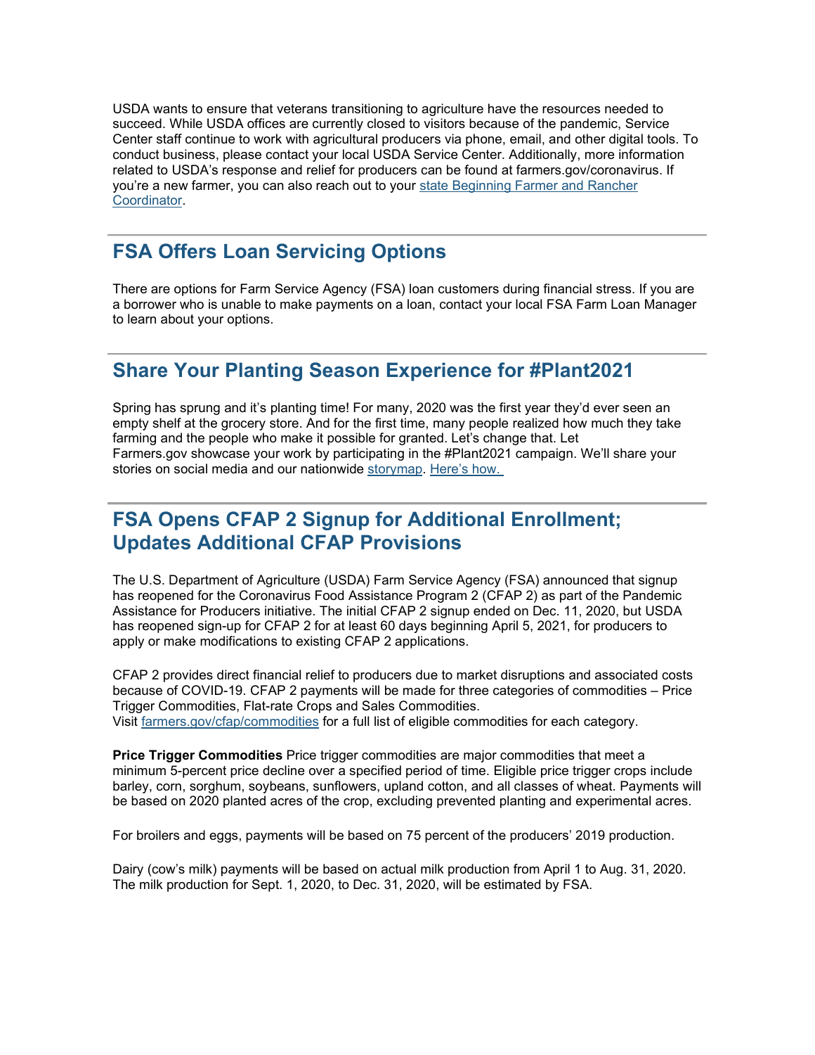USDA wants to ensure that veterans transitioning to agriculture have the resources needed to succeed. While USDA offices are currently closed to visitors because of the pandemic, Service Center staff continue to work with agricultural producers via phone, email, and other digital tools. To conduct business, please contact your local USDA Service Center. Additionally, more information related to USDA's response and relief for producers can be found at farmers.gov/coronavirus. If you're a new farmer, you can also reach out to your state Beginning Farmer and Rancher Coordinator.

## FSA Offers Loan Servicing Options

There are options for Farm Service Agency (FSA) loan customers during financial stress. If you are a borrower who is unable to make payments on a loan, contact your local FSA Farm Loan Manager to learn about your options.

## Share Your Planting Season Experience for #Plant2021

Spring has sprung and it's planting time! For many, 2020 was the first year they'd ever seen an empty shelf at the grocery store. And for the first time, many people realized how much they take farming and the people who make it possible for granted. Let's change that. Let Farmers.gov showcase your work by participating in the #Plant2021 campaign. We'll share your stories on social media and our nationwide storymap. Here's how.

## FSA Opens CFAP 2 Signup for Additional Enrollment; Updates Additional CFAP Provisions

The U.S. Department of Agriculture (USDA) Farm Service Agency (FSA) announced that signup has reopened for the Coronavirus Food Assistance Program 2 (CFAP 2) as part of the Pandemic Assistance for Producers initiative. The initial CFAP 2 signup ended on Dec. 11, 2020, but USDA has reopened sign-up for CFAP 2 for at least 60 days beginning April 5, 2021, for producers to apply or make modifications to existing CFAP 2 applications.

CFAP 2 provides direct financial relief to producers due to market disruptions and associated costs because of COVID-19. CFAP 2 payments will be made for three categories of commodities – Price Trigger Commodities, Flat-rate Crops and Sales Commodities.
Visit farmers.gov/cfap/commodities for a full list of eligible commodities for each category.

**Price Trigger Commodities** Price trigger commodities are major commodities that meet a minimum 5-percent price decline over a specified period of time. Eligible price trigger crops include barley, corn, sorghum, soybeans, sunflowers, upland cotton, and all classes of wheat. Payments will be based on 2020 planted acres of the crop, excluding prevented planting and experimental acres.

For broilers and eggs, payments will be based on 75 percent of the producers' 2019 production.

Dairy (cow's milk) payments will be based on actual milk production from April 1 to Aug. 31, 2020. The milk production for Sept. 1, 2020, to Dec. 31, 2020, will be estimated by FSA.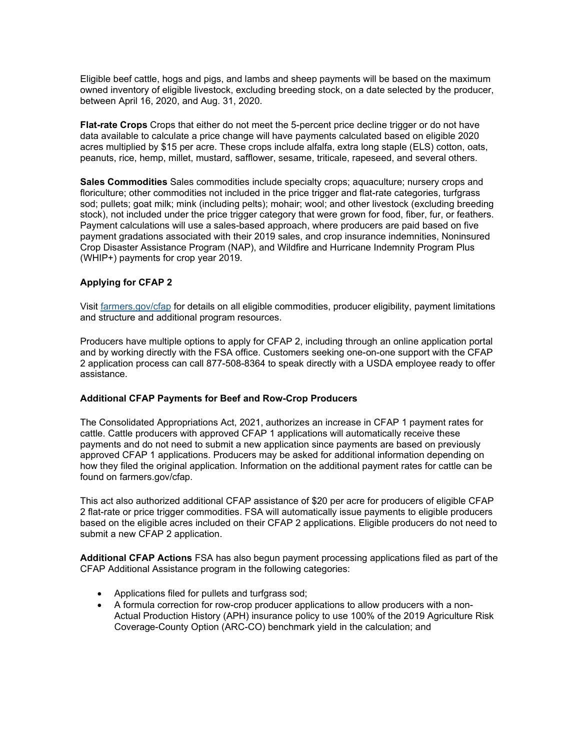Eligible beef cattle, hogs and pigs, and lambs and sheep payments will be based on the maximum owned inventory of eligible livestock, excluding breeding stock, on a date selected by the producer, between April 16, 2020, and Aug. 31, 2020.

**Flat-rate Crops** Crops that either do not meet the 5-percent price decline trigger or do not have data available to calculate a price change will have payments calculated based on eligible 2020 acres multiplied by $15 per acre. These crops include alfalfa, extra long staple (ELS) cotton, oats, peanuts, rice, hemp, millet, mustard, safflower, sesame, triticale, rapeseed, and several others.

**Sales Commodities** Sales commodities include specialty crops; aquaculture; nursery crops and floriculture; other commodities not included in the price trigger and flat-rate categories, turfgrass sod; pullets; goat milk; mink (including pelts); mohair; wool; and other livestock (excluding breeding stock), not included under the price trigger category that were grown for food, fiber, fur, or feathers. Payment calculations will use a sales-based approach, where producers are paid based on five payment gradations associated with their 2019 sales, and crop insurance indemnities, Noninsured Crop Disaster Assistance Program (NAP), and Wildfire and Hurricane Indemnity Program Plus (WHIP+) payments for crop year 2019.

**Applying for CFAP 2**

Visit [farmers.gov/cfap](farmers.gov/cfap) for details on all eligible commodities, producer eligibility, payment limitations and structure and additional program resources.

Producers have multiple options to apply for CFAP 2, including through an online application portal and by working directly with the FSA office. Customers seeking one-on-one support with the CFAP 2 application process can call 877-508-8364 to speak directly with a USDA employee ready to offer assistance.

**Additional CFAP Payments for Beef and Row-Crop Producers**

The Consolidated Appropriations Act, 2021, authorizes an increase in CFAP 1 payment rates for cattle. Cattle producers with approved CFAP 1 applications will automatically receive these payments and do not need to submit a new application since payments are based on previously approved CFAP 1 applications. Producers may be asked for additional information depending on how they filed the original application. Information on the additional payment rates for cattle can be found on farmers.gov/cfap.

This act also authorized additional CFAP assistance of $20 per acre for producers of eligible CFAP 2 flat-rate or price trigger commodities. FSA will automatically issue payments to eligible producers based on the eligible acres included on their CFAP 2 applications. Eligible producers do not need to submit a new CFAP 2 application.

**Additional CFAP Actions** FSA has also begun payment processing applications filed as part of the CFAP Additional Assistance program in the following categories:

- Applications filed for pullets and turfgrass sod;
- A formula correction for row-crop producer applications to allow producers with a non-Actual Production History (APH) insurance policy to use 100% of the 2019 Agriculture Risk Coverage-County Option (ARC-CO) benchmark yield in the calculation; and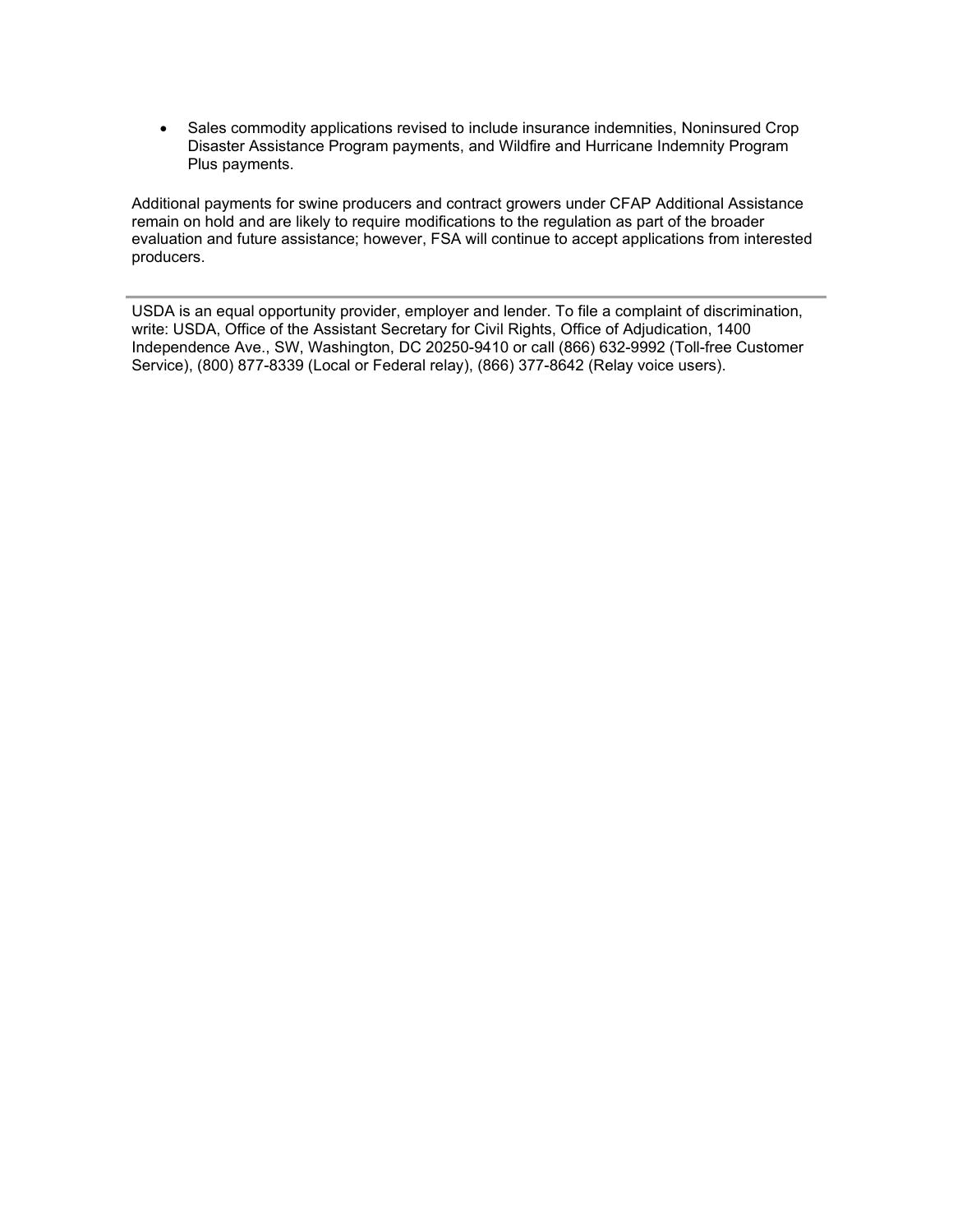- Sales commodity applications revised to include insurance indemnities, Noninsured Crop Disaster Assistance Program payments, and Wildfire and Hurricane Indemnity Program Plus payments.

Additional payments for swine producers and contract growers under CFAP Additional Assistance remain on hold and are likely to require modifications to the regulation as part of the broader evaluation and future assistance; however, FSA will continue to accept applications from interested producers.

---

USDA is an equal opportunity provider, employer and lender. To file a complaint of discrimination, write: USDA, Office of the Assistant Secretary for Civil Rights, Office of Adjudication, 1400 Independence Ave., SW, Washington, DC 20250-9410 or call (866) 632-9992 (Toll-free Customer Service), (800) 877-8339 (Local or Federal relay), (866) 377-8642 (Relay voice users).